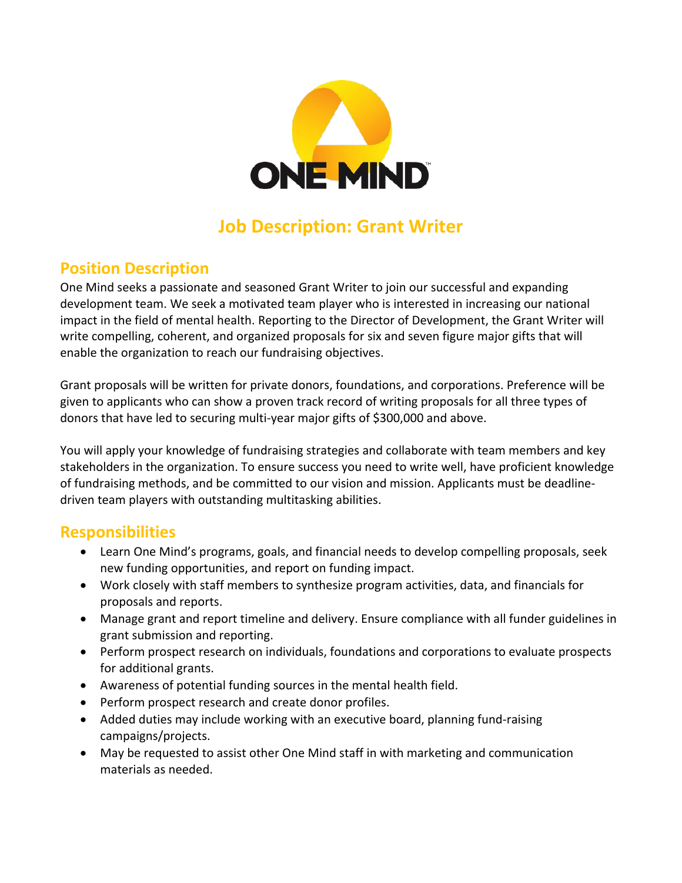# Job Description: Grant Writer

## Position Description

One Mind seeks a passionate and seasoned Grant Writer to join our successful and expanding development team. We seek a motivated team player who is interested in increasing our national impact in the field of mental health. Reporting to the Director of Development, the Grant Writer will write compelling, coherent, and organized proposals for six and seven figure major gifts that will enable the organization to reach our fundraising objectives.

Grant proposals will be written for private donors, foundations, and corporations. Preference will be given to applicants who can show a proven track record of writing proposals for all three types of donors that have led to securing multi-year major gifts of $300,000 and above.

You will apply your knowledge of fundraising strategies and collaborate with team members and key stakeholders in the organization. To ensure success you need to write well, have proficient knowledge of fundraising methods, and be committed to our vision and mission. Applicants must be deadline-driven team players with outstanding multitasking abilities.

## Responsibilities

- Learn One Mind's programs, goals, and financial needs to develop compelling proposals, seek new funding opportunities, and report on funding impact.
- Work closely with staff members to synthesize program activities, data, and financials for proposals and reports.
- Manage grant and report timeline and delivery. Ensure compliance with all funder guidelines in grant submission and reporting.
- Perform prospect research on individuals, foundations and corporations to evaluate prospects for additional grants.
- Awareness of potential funding sources in the mental health field.
- Perform prospect research and create donor profiles.
- Added duties may include working with an executive board, planning fund-raising campaigns/projects.
- May be requested to assist other One Mind staff in with marketing and communication materials as needed.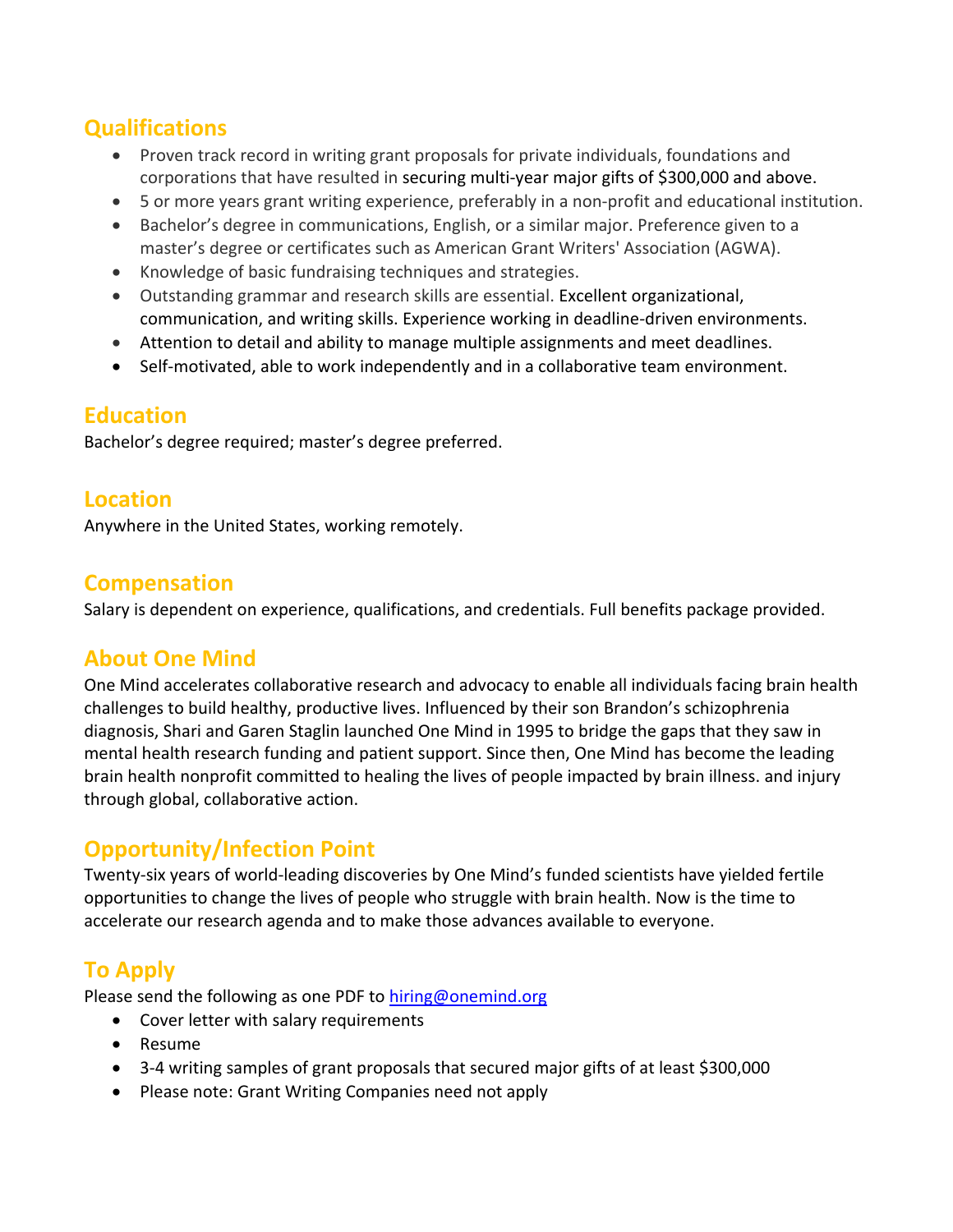## Qualifications

- Proven track record in writing grant proposals for private individuals, foundations and corporations that have resulted in securing multi-year major gifts of $300,000 and above.
- 5 or more years grant writing experience, preferably in a non-profit and educational institution.
- Bachelor's degree in communications, English, or a similar major. Preference given to a master's degree or certificates such as American Grant Writers' Association (AGWA).
- Knowledge of basic fundraising techniques and strategies.
- Outstanding grammar and research skills are essential. Excellent organizational, communication, and writing skills. Experience working in deadline-driven environments.
- Attention to detail and ability to manage multiple assignments and meet deadlines.
- Self-motivated, able to work independently and in a collaborative team environment.

## Education

Bachelor's degree required; master's degree preferred.

## Location

Anywhere in the United States, working remotely.

## Compensation

Salary is dependent on experience, qualifications, and credentials. Full benefits package provided.

## About One Mind

One Mind accelerates collaborative research and advocacy to enable all individuals facing brain health challenges to build healthy, productive lives. Influenced by their son Brandon's schizophrenia diagnosis, Shari and Garen Staglin launched One Mind in 1995 to bridge the gaps that they saw in mental health research funding and patient support. Since then, One Mind has become the leading brain health nonprofit committed to healing the lives of people impacted by brain illness. and injury through global, collaborative action.

## Opportunity/Infection Point

Twenty-six years of world-leading discoveries by One Mind's funded scientists have yielded fertile opportunities to change the lives of people who struggle with brain health. Now is the time to accelerate our research agenda and to make those advances available to everyone.

## To Apply

Please send the following as one PDF to hiring@onemind.org

- Cover letter with salary requirements
- Resume
- 3-4 writing samples of grant proposals that secured major gifts of at least $300,000
- Please note: Grant Writing Companies need not apply